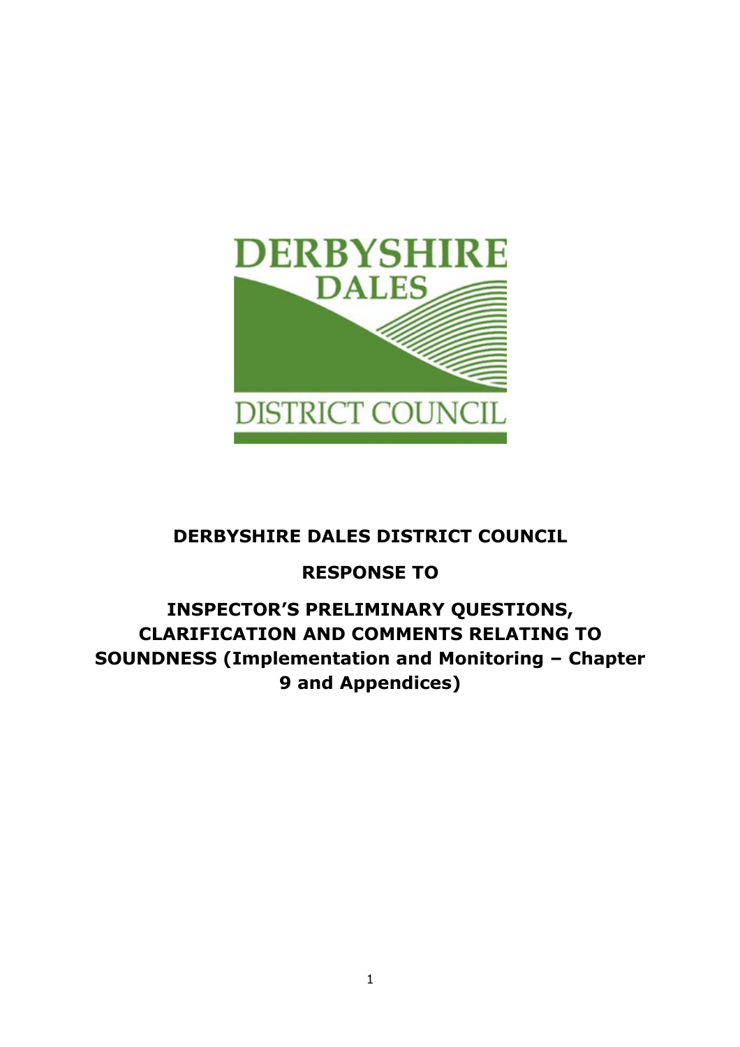# DERBYSHIRE DALES DISTRICT COUNCIL

## RESPONSE TO

## INSPECTOR'S PRELIMINARY QUESTIONS, CLARIFICATION AND COMMENTS RELATING TO SOUNDNESS (Implementation and Monitoring – Chapter 9 and Appendices)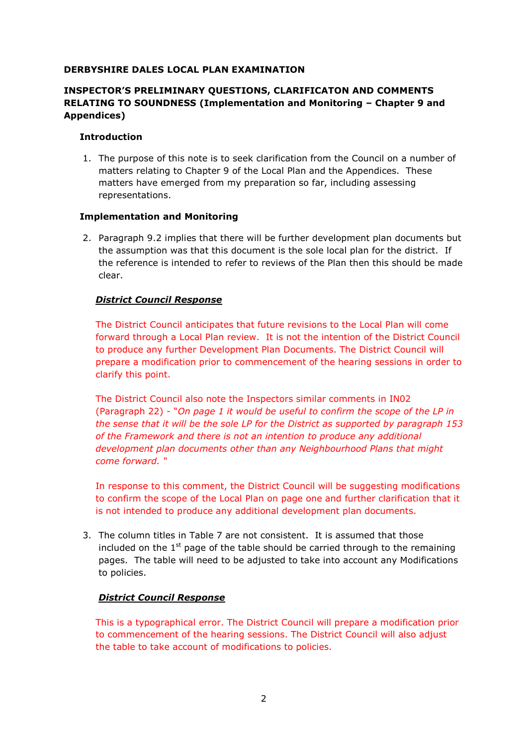**DERBYSHIRE DALES LOCAL PLAN EXAMINATION**

**INSPECTOR'S PRELIMINARY QUESTIONS, CLARIFICATON AND COMMENTS RELATING TO SOUNDNESS (Implementation and Monitoring – Chapter 9 and Appendices)**

**Introduction**

1. The purpose of this note is to seek clarification from the Council on a number of matters relating to Chapter 9 of the Local Plan and the Appendices. These matters have emerged from my preparation so far, including assessing representations.

**Implementation and Monitoring**

2. Paragraph 9.2 implies that there will be further development plan documents but the assumption was that this document is the sole local plan for the district. If the reference is intended to refer to reviews of the Plan then this should be made clear.

***District Council Response***

The District Council anticipates that future revisions to the Local Plan will come forward a Local Plan review. It is not the intention of the District Council to produce any further Development Plan Documents. The District Council will prepare a modification prior to commencement of the hearing sessions in order to clarify this point.

The District Council also note the Inspectors similar comments in IN02 (Paragraph 22) - "*On page 1 it would be useful to confirm the scope of the LP in the sense that it will be the sole LP for the District as supported by paragraph 153 of the Framework and there is not an intention to produce any additional development plan documents other than any Neighbourhood Plans that might come forward.* "

In response to this comment, the District Council will be suggesting modifications to confirm the scope of the Local Plan on page one and further clarification that it is not intended to produce any additional development plan documents.

3. The column titles in Table 7 are not consistent. It is assumed that those included on the 1st page of the table should be carried through to the remaining pages. The table will need to be adjusted to take into account any Modifications to policies.

***District Council Response***

This is a typographical error. The District Council will prepare a modification prior to commencement of the hearing sessions. The District Council will also adjust the table to take account of modifications to policies.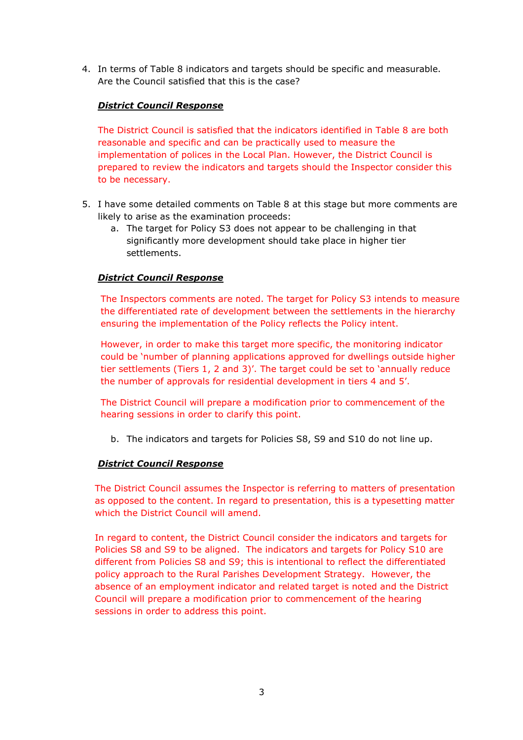4. In terms of Table 8 indicators and targets should be specific and measurable. Are the Council satisfied that this is the case?

***District Council Response***

The District Council is satisfied that the indicators identified in Table 8 are both reasonable and specific and can be practically used to measure the implementation of polices in the Local Plan. However, the District Council is prepared to review the indicators and targets should the Inspector consider this to be necessary.

5. I have some detailed comments on Table 8 at this stage but more comments are likely to arise as the examination proceeds:
   a. The target for Policy S3 does not appear to be challenging in that significantly more development should take place in higher tier settlements.

***District Council Response***

The Inspectors comments are noted. The target for Policy S3 intends to measure the differentiated rate of development between the settlements in the hierarchy ensuring the implementation of the Policy reflects the Policy intent.

However, in order to make this target more specific, the monitoring indicator could be 'number of planning applications approved for dwellings outside higher tier settlements (Tiers 1, 2 and 3)'. The target could be set to 'annually reduce the number of approvals for residential development in tiers 4 and 5'.

The District Council will prepare a modification prior to commencement of the hearing sessions in order to clarify this point.

   b. The indicators and targets for Policies S8, S9 and S10 do not line up.

***District Council Response***

The District Council assumes the Inspector is referring to matters of presentation as opposed to the content. In regard to presentation, this is a typesetting matter which the District Council will amend.

In regard to content, the District Council consider the indicators and targets for Policies S8 and S9 to be aligned. The indicators and targets for Policy S10 are different from Policies S8 and S9; this is intentional to reflect the differentiated policy approach to the Rural Parishes Development Strategy. However, the absence of an employment indicator and related target is noted and the District Council will prepare a modification prior to commencement of the hearing sessions in order to address this point.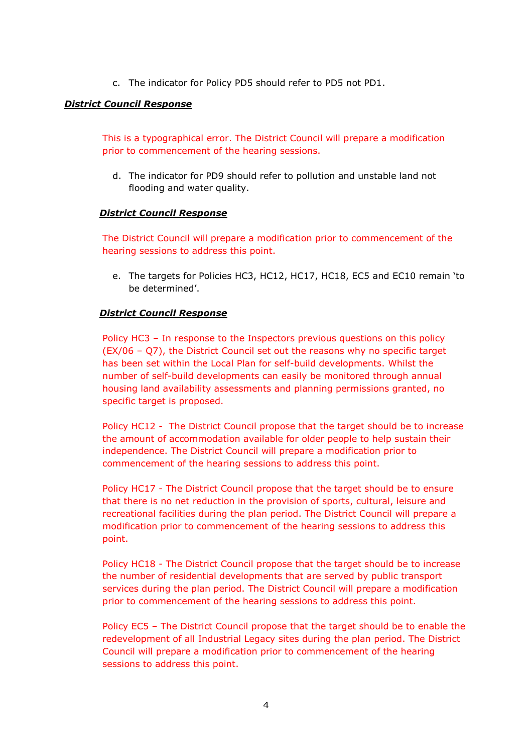c. The indicator for Policy PD5 should refer to PD5 not PD1.

***District Council Response***

This is a typographical error. The District Council will prepare a modification prior to commencement of the hearing sessions.

d. The indicator for PD9 should refer to pollution and unstable land not flooding and water quality.

***District Council Response***

The District Council will prepare a modification prior to commencement of the hearing sessions to address this point.

e. The targets for Policies HC3, HC12, HC17, HC18, EC5 and EC10 remain 'to be determined'.

***District Council Response***

Policy HC3 – In response to the Inspectors previous questions on this policy (EX/06 – Q7), the District Council set out the reasons why no specific target has been set within the Local Plan for self-build developments. Whilst the number of self-build developments can easily be monitored through annual housing land availability assessments and planning permissions granted, no specific target is proposed.

Policy HC12 - The District Council propose that the target should be to increase the amount of accommodation available for older people to help sustain their independence. The District Council will prepare a modification prior to commencement of the hearing sessions to address this point.

Policy HC17 - The District Council propose that the target should be to ensure that there is no net reduction in the provision of sports, cultural, leisure and recreational facilities during the plan period. The District Council will prepare a modification prior to commencement of the hearing sessions to address this point.

Policy HC18 - The District Council propose that the target should be to increase the number of residential developments that are served by public transport services during the plan period. The District Council will prepare a modification prior to commencement of the hearing sessions to address this point.

Policy EC5 – The District Council propose that the target should be to enable the redevelopment of all Industrial Legacy sites during the plan period. The District Council will prepare a modification prior to commencement of the hearing sessions to address this point.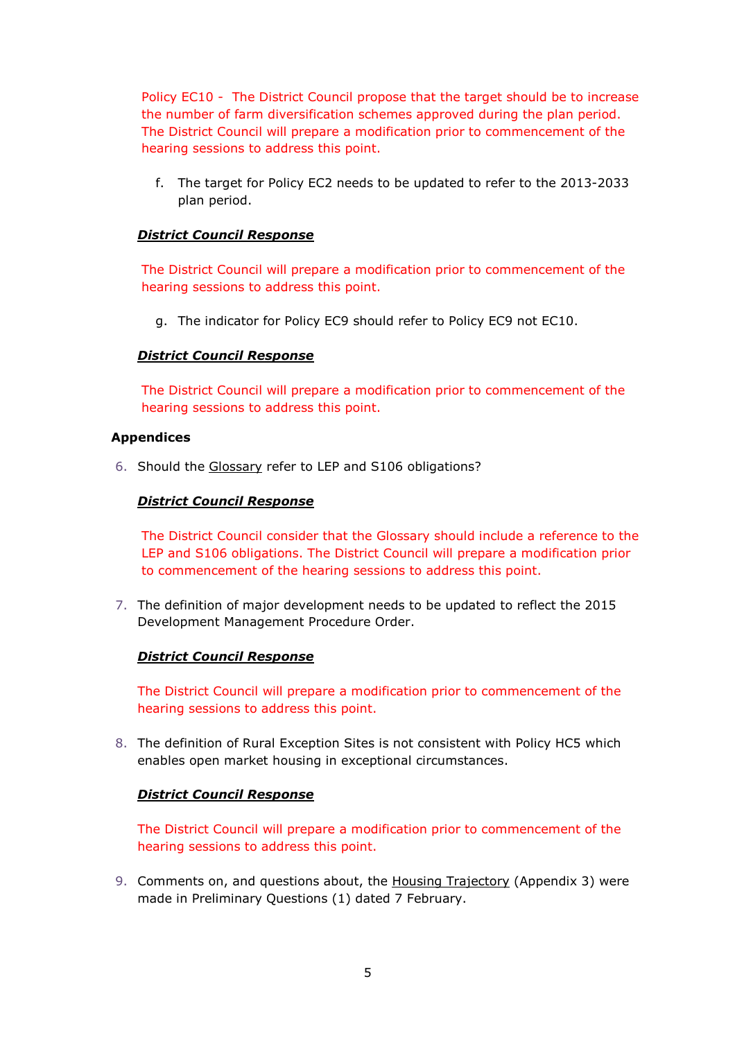Policy EC10 - The District Council propose that the target should be to increase the number of farm diversification schemes approved during the plan period. The District Council will prepare a modification prior to commencement of the hearing sessions to address this point.

f. The target for Policy EC2 needs to be updated to refer to the 2013-2033 plan period.

***District Council Response***

The District Council will prepare a modification prior to commencement of the hearing sessions to address this point.

g. The indicator for Policy EC9 should refer to Policy EC9 not EC10.

***District Council Response***

The District Council will prepare a modification prior to commencement of the hearing sessions to address this point.

**Appendices**

6. Should the Glossary refer to LEP and S106 obligations?

***District Council Response***

The District Council consider that the Glossary should include a reference to the LEP and S106 obligations. The District Council will prepare a modification prior to commencement of the hearing sessions to address this point.

7. The definition of major development needs to be updated to reflect the 2015 Development Management Procedure Order.

***District Council Response***

The District Council will prepare a modification prior to commencement of the hearing sessions to address this point.

8. The definition of Rural Exception Sites is not consistent with Policy HC5 which enables open market housing in exceptional circumstances.

***District Council Response***

The District Council will prepare a modification prior to commencement of the hearing sessions to address this point.

9. Comments on, and questions about, the Housing Trajectory (Appendix 3) were made in Preliminary Questions (1) dated 7 February.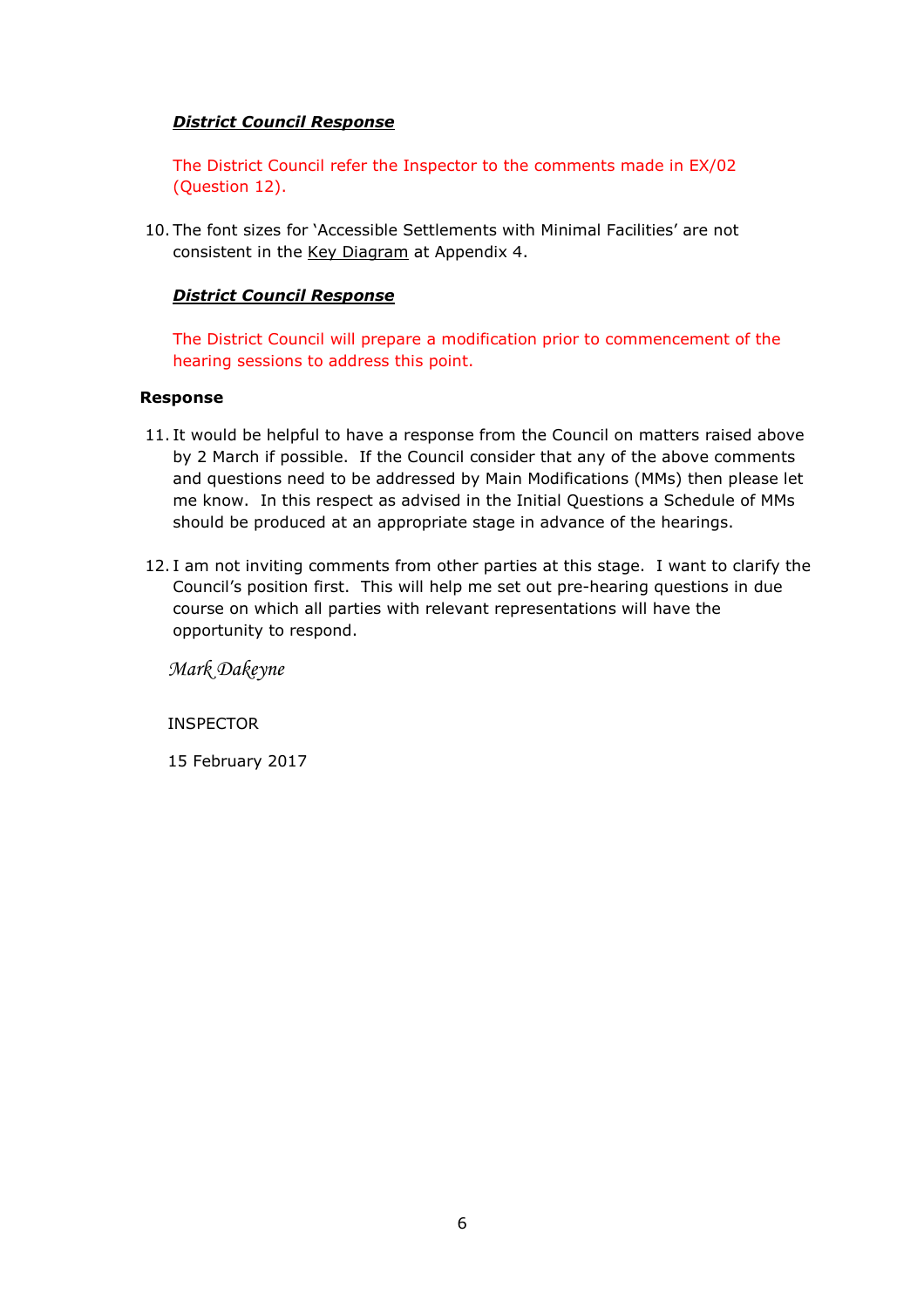***District Council Response***

The District Council refer the Inspector to the comments made in EX/02 (Question 12).

10. The font sizes for 'Accessible Settlements with Minimal Facilities' are not consistent in the Key Diagram at Appendix 4.

***District Council Response***

The District Council will prepare a modification prior to commencement of the hearing sessions to address this point.

**Response**

11. It would be helpful to have a response from the Council on matters raised above by 2 March if possible. If the Council consider that any of the above comments and questions need to be addressed by Main Modifications (MMs) then please let me know. In this respect as advised in the Initial Questions a Schedule of MMs should be produced at an appropriate stage in advance of the hearings.

12. I am not inviting comments from other parties at this stage. I want to clarify the Council's position first. This will help me set out pre-hearing questions in due course on which all parties with relevant representations will have the opportunity to respond.

*Mark Dakeyne*

INSPECTOR

15 February 2017